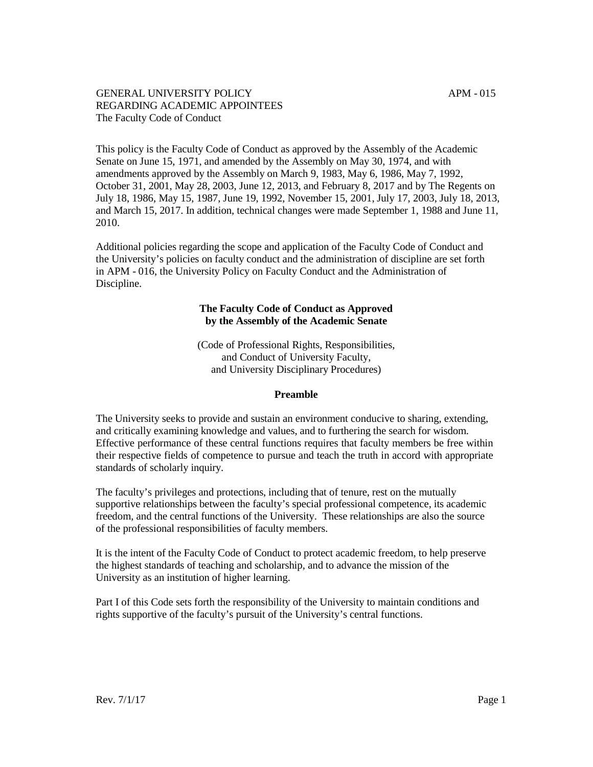GENERAL UNIVERSITY POLICY REGARDING ACADEMIC APPOINTEES APM - 015
The Faculty Code of Conduct

This policy is the Faculty Code of Conduct as approved by the Assembly of the Academic Senate on June 15, 1971, and amended by the Assembly on May 30, 1974, and with amendments approved by the Assembly on March 9, 1983, May 6, 1986, May 7, 1992, October 31, 2001, May 28, 2003, June 12, 2013, and February 8, 2017 and by The Regents on July 18, 1986, May 15, 1987, June 19, 1992, November 15, 2001, July 17, 2003, July 18, 2013, and March 15, 2017. In addition, technical changes were made September 1, 1988 and June 11, 2010.

Additional policies regarding the scope and application of the Faculty Code of Conduct and the University's policies on faculty conduct and the administration of discipline are set forth in APM - 016, the University Policy on Faculty Conduct and the Administration of Discipline.

## The Faculty Code of Conduct as Approved by the Assembly of the Academic Senate

(Code of Professional Rights, Responsibilities, and Conduct of University Faculty, and University Disciplinary Procedures)

### Preamble

The University seeks to provide and sustain an environment conducive to sharing, extending, and critically examining knowledge and values, and to furthering the search for wisdom. Effective performance of these central functions requires that faculty members be free within their respective fields of competence to pursue and teach the truth in accord with appropriate standards of scholarly inquiry.

The faculty's privileges and protections, including that of tenure, rest on the mutually supportive relationships between the faculty's special professional competence, its academic freedom, and the central functions of the University. These relationships are also the source of the professional responsibilities of faculty members.

It is the intent of the Faculty Code of Conduct to protect academic freedom, to help preserve the highest standards of teaching and scholarship, and to advance the mission of the University as an institution of higher learning.

Part I of this Code sets forth the responsibility of the University to maintain conditions and rights supportive of the faculty's pursuit of the University's central functions.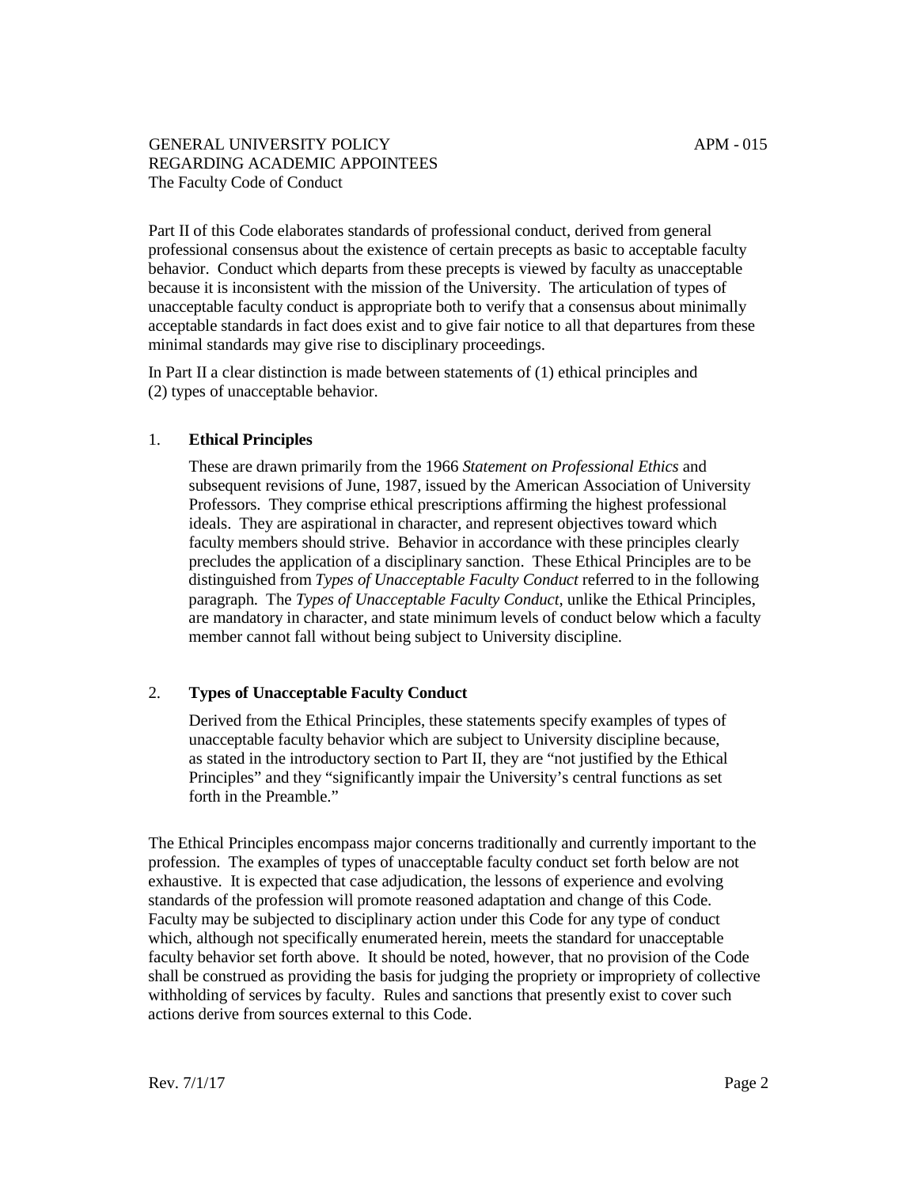Part II of this Code elaborates standards of professional conduct, derived from general professional consensus about the existence of certain precepts as basic to acceptable faculty behavior. Conduct which departs from these precepts is viewed by faculty as unacceptable because it is inconsistent with the mission of the University. The articulation of types of unacceptable faculty conduct is appropriate both to verify that a consensus about minimally acceptable standards in fact does exist and to give fair notice to all that departures from these minimal standards may give rise to disciplinary proceedings.

In Part II a clear distinction is made between statements of (1) ethical principles and (2) types of unacceptable behavior.

1. **Ethical Principles**

   These are drawn primarily from the 1966 *Statement on Professional Ethics* and subsequent revisions of June, 1987, issued by the American Association of University Professors. They comprise ethical prescriptions affirming the highest professional ideals. They are aspirational in character, and represent objectives toward which faculty members should strive. Behavior in accordance with these principles clearly precludes the application of a disciplinary sanction. These Ethical Principles are to be distinguished from *Types of Unacceptable Faculty Conduct* referred to in the following paragraph. The *Types of Unacceptable Faculty Conduct*, unlike the Ethical Principles, are mandatory in character, and state minimum levels of conduct below which a faculty member cannot fall without being subject to University discipline.

2. **Types of Unacceptable Faculty Conduct**

   Derived from the Ethical Principles, these statements specify examples of types of unacceptable faculty behavior which are subject to University discipline because, as stated in the introductory section to Part II, they are "not justified by the Ethical Principles" and they "significantly impair the University's central functions as set forth in the Preamble."

The Ethical Principles encompass major concerns traditionally and currently important to the profession. The examples of types of unacceptable faculty conduct set forth below are not exhaustive. It is expected that case adjudication, the lessons of experience and evolving standards of the profession will promote reasoned adaptation and change of this Code. Faculty may be subjected to disciplinary action under this Code for any type of conduct which, although not specifically enumerated herein, meets the standard for unacceptable faculty behavior set forth above. It should be noted, however, that no provision of the Code shall be construed as providing the basis for judging the propriety or impropriety of collective withholding of services by faculty. Rules and sanctions that presently exist to cover such actions derive from sources external to this Code.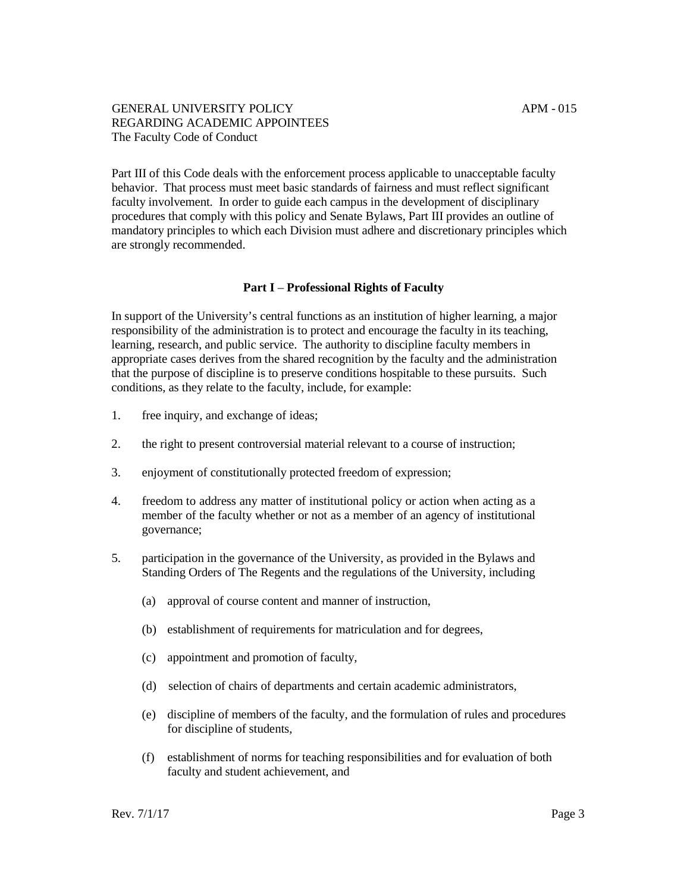Part III of this Code deals with the enforcement process applicable to unacceptable faculty behavior. That process must meet basic standards of fairness and must reflect significant faculty involvement. In order to guide each campus in the development of disciplinary procedures that comply with this policy and Senate Bylaws, Part III provides an outline of mandatory principles to which each Division must adhere and discretionary principles which are strongly recommended.

## Part I – Professional Rights of Faculty

In support of the University's central functions as an institution of higher learning, a major responsibility of the administration is to protect and encourage the faculty in its teaching, learning, research, and public service. The authority to discipline faculty members in appropriate cases derives from the shared recognition by the faculty and the administration that the purpose of discipline is to preserve conditions hospitable to these pursuits. Such conditions, as they relate to the faculty, include, for example:

1. free inquiry, and exchange of ideas;

2. the right to present controversial material relevant to a course of instruction;

3. enjoyment of constitutionally protected freedom of expression;

4. freedom to address any matter of institutional policy or action when acting as a member of the faculty whether or not as a member of an agency of institutional governance;

5. participation in the governance of the University, as provided in the Bylaws and Standing Orders of The Regents and the regulations of the University, including

   (a) approval of course content and manner of instruction,

   (b) establishment of requirements for matriculation and for degrees,

   (c) appointment and promotion of faculty,

   (d) selection of chairs of departments and certain academic administrators,

   (e) discipline of members of the faculty, and the formulation of rules and procedures for discipline of students,

   (f) establishment of norms for teaching responsibilities and for evaluation of both faculty and student achievement, and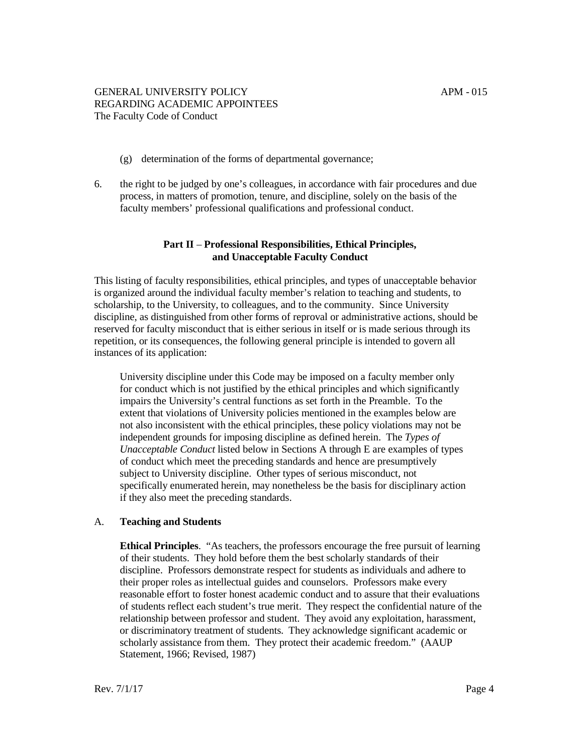(g) determination of the forms of departmental governance;

6. the right to be judged by one's colleagues, in accordance with fair procedures and due process, in matters of promotion, tenure, and discipline, solely on the basis of the faculty members' professional qualifications and professional conduct.

## Part II – Professional Responsibilities, Ethical Principles, and Unacceptable Faculty Conduct

This listing of faculty responsibilities, ethical principles, and types of unacceptable behavior is organized around the individual faculty member's relation to teaching and students, to scholarship, to the University, to colleagues, and to the community. Since University discipline, as distinguished from other forms of reproval or administrative actions, should be reserved for faculty misconduct that is either serious in itself or is made serious through its repetition, or its consequences, the following general principle is intended to govern all instances of its application:

> University discipline under this Code may be imposed on a faculty member only for conduct which is not justified by the ethical principles and which significantly impairs the University's central functions as set forth in the Preamble. To the extent that violations of University policies mentioned in the examples below are not also inconsistent with the ethical principles, these policy violations may not be independent grounds for imposing discipline as defined herein. The *Types of Unacceptable Conduct* listed below in Sections A through E are examples of types of conduct which meet the preceding standards and hence are presumptively subject to University discipline. Other types of serious misconduct, not specifically enumerated herein, may nonetheless be the basis for disciplinary action if they also meet the preceding standards.

### A. Teaching and Students

**Ethical Principles**. "As teachers, the professors encourage the free pursuit of learning of their students. They hold before them the best scholarly standards of their discipline. Professors demonstrate respect for students as individuals and adhere to their proper roles as intellectual guides and counselors. Professors make every reasonable effort to foster honest academic conduct and to assure that their evaluations of students reflect each student's true merit. They respect the confidential nature of the relationship between professor and student. They avoid any exploitation, harassment, or discriminatory treatment of students. They acknowledge significant academic or scholarly assistance from them. They protect their academic freedom." (AAUP Statement, 1966; Revised, 1987)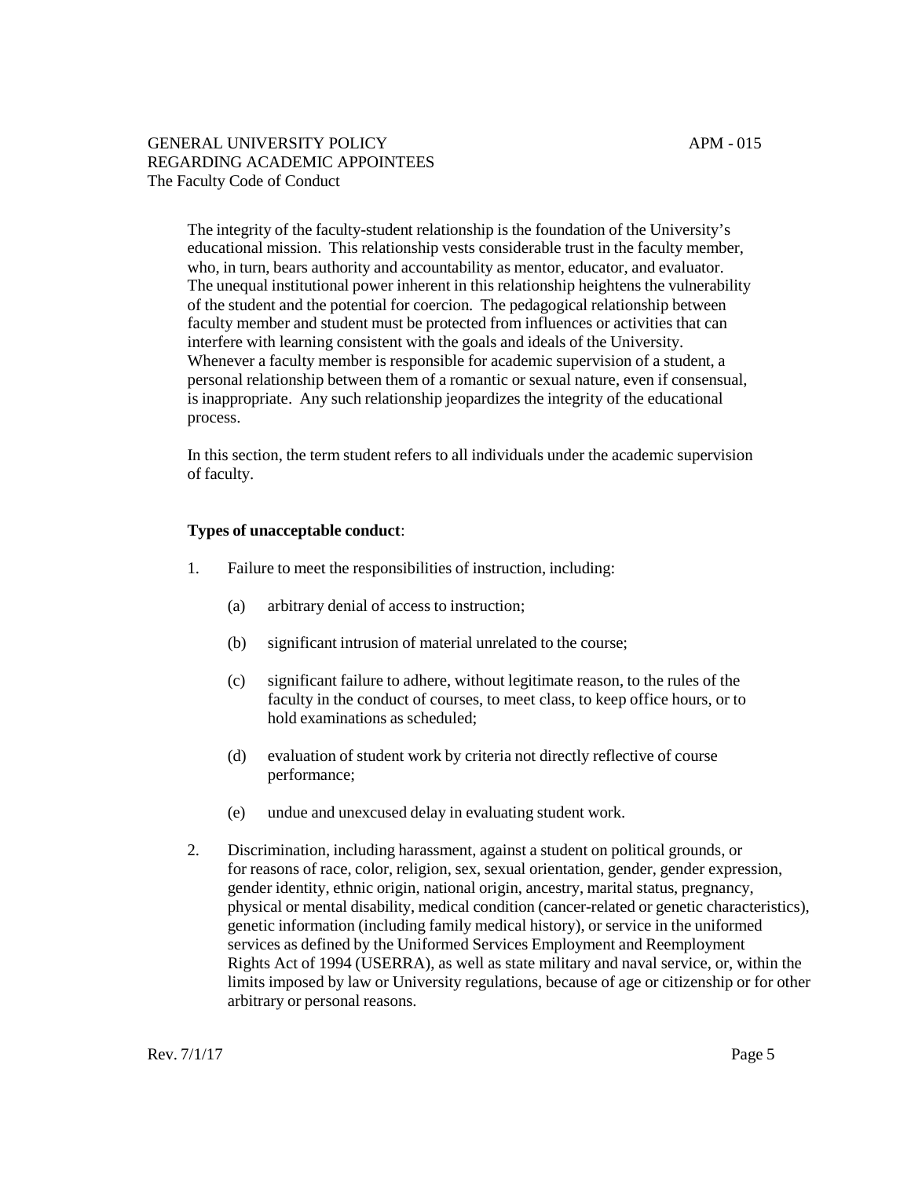The integrity of the faculty-student relationship is the foundation of the University's educational mission. This relationship vests considerable trust in the faculty member, who, in turn, bears authority and accountability as mentor, educator, and evaluator. The unequal institutional power inherent in this relationship heightens the vulnerability of the student and the potential for coercion. The pedagogical relationship between faculty member and student must be protected from influences or activities that can interfere with learning consistent with the goals and ideals of the University. Whenever a faculty member is responsible for academic supervision of a student, a personal relationship between them of a romantic or sexual nature, even if consensual, is inappropriate. Any such relationship jeopardizes the integrity of the educational process.

In this section, the term student refers to all individuals under the academic supervision of faculty.

**Types of unacceptable conduct**:

1. Failure to meet the responsibilities of instruction, including:

   (a) arbitrary denial of access to instruction;

   (b) significant intrusion of material unrelated to the course;

   (c) significant failure to adhere, without legitimate reason, to the rules of the faculty in the conduct of courses, to meet class, to keep office hours, or to hold examinations as scheduled;

   (d) evaluation of student work by criteria not directly reflective of course performance;

   (e) undue and unexcused delay in evaluating student work.

2. Discrimination, including harassment, against a student on political grounds, or for reasons of race, color, religion, sex, sexual orientation, gender, gender expression, gender identity, ethnic origin, national origin, ancestry, marital status, pregnancy, physical or mental disability, medical condition (cancer-related or genetic characteristics), genetic information (including family medical history), or service in the uniformed services as defined by the Uniformed Services Employment and Reemployment Rights Act of 1994 (USERRA), as well as state military and naval service, or, within the limits imposed by law or University regulations, because of age or citizenship or for other arbitrary or personal reasons.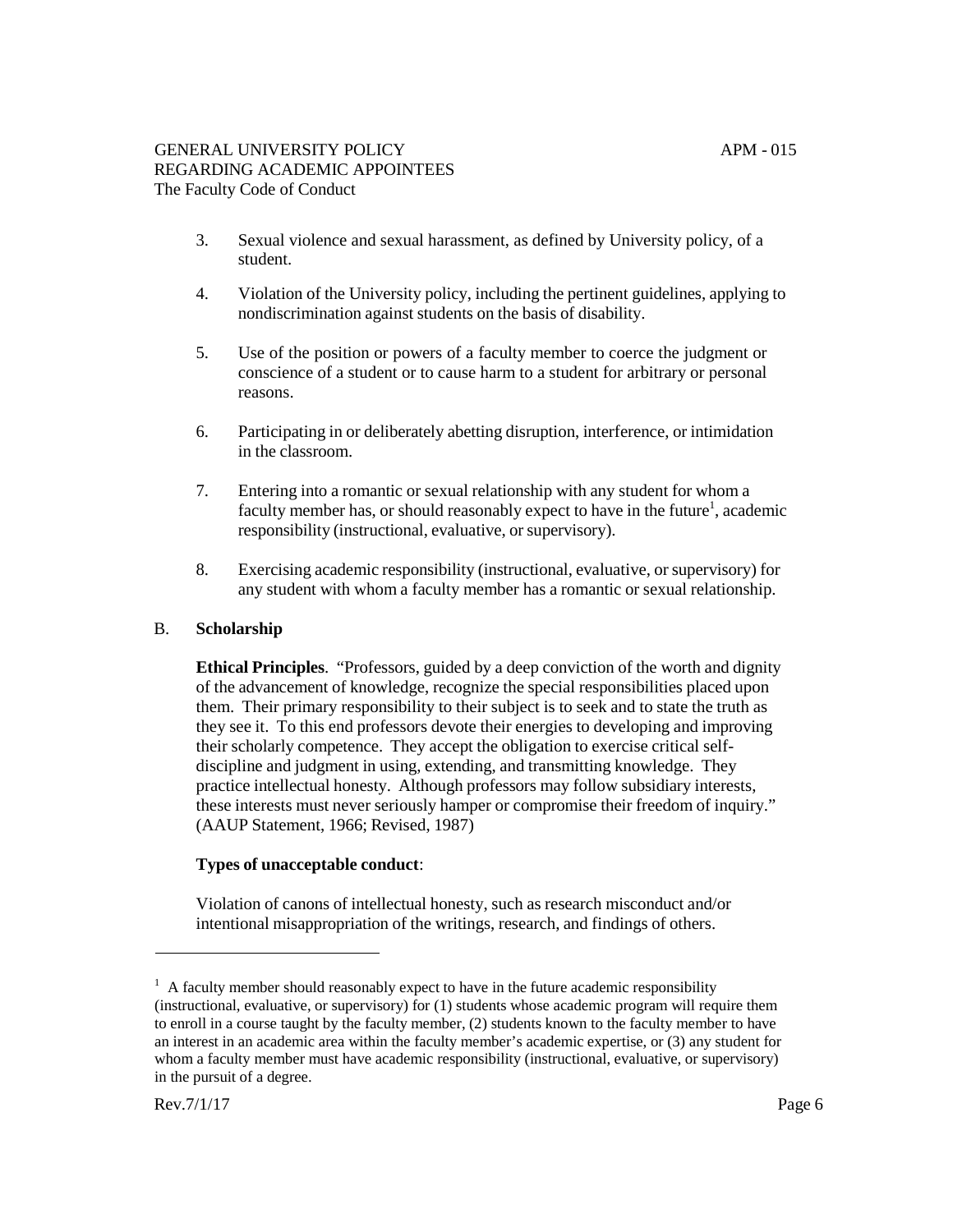3. Sexual violence and sexual harassment, as defined by University policy, of a student.

4. Violation of the University policy, including the pertinent guidelines, applying to nondiscrimination against students on the basis of disability.

5. Use of the position or powers of a faculty member to coerce the judgment or conscience of a student or to cause harm to a student for arbitrary or personal reasons.

6. Participating in or deliberately abetting disruption, interference, or intimidation in the classroom.

7. Entering into a romantic or sexual relationship with any student for whom a faculty member has, or should reasonably expect to have in the future[1], academic responsibility (instructional, evaluative, or supervisory).

8. Exercising academic responsibility (instructional, evaluative, or supervisory) for any student with whom a faculty member has a romantic or sexual relationship.

## B. Scholarship

**Ethical Principles**. "Professors, guided by a deep conviction of the worth and dignity of the advancement of knowledge, recognize the special responsibilities placed upon them. Their primary responsibility to their subject is to seek and to state the truth as they see it. To this end professors devote their energies to developing and improving their scholarly competence. They accept the obligation to exercise critical self-discipline and judgment in using, extending, and transmitting knowledge. They practice intellectual honesty. Although professors may follow subsidiary interests, these interests must never seriously hamper or compromise their freedom of inquiry." (AAUP Statement, 1966; Revised, 1987)

**Types of unacceptable conduct**:

Violation of canons of intellectual honesty, such as research misconduct and/or intentional misappropriation of the writings, research, and findings of others.

---

[1] A faculty member should reasonably expect to have in the future academic responsibility (instructional, evaluative, or supervisory) for (1) students whose academic program will require them to enroll in a course taught by the faculty member, (2) students known to the faculty member to have an interest in an academic area within the faculty member's academic expertise, or (3) any student for whom a faculty member must have academic responsibility (instructional, evaluative, or supervisory) in the pursuit of a degree.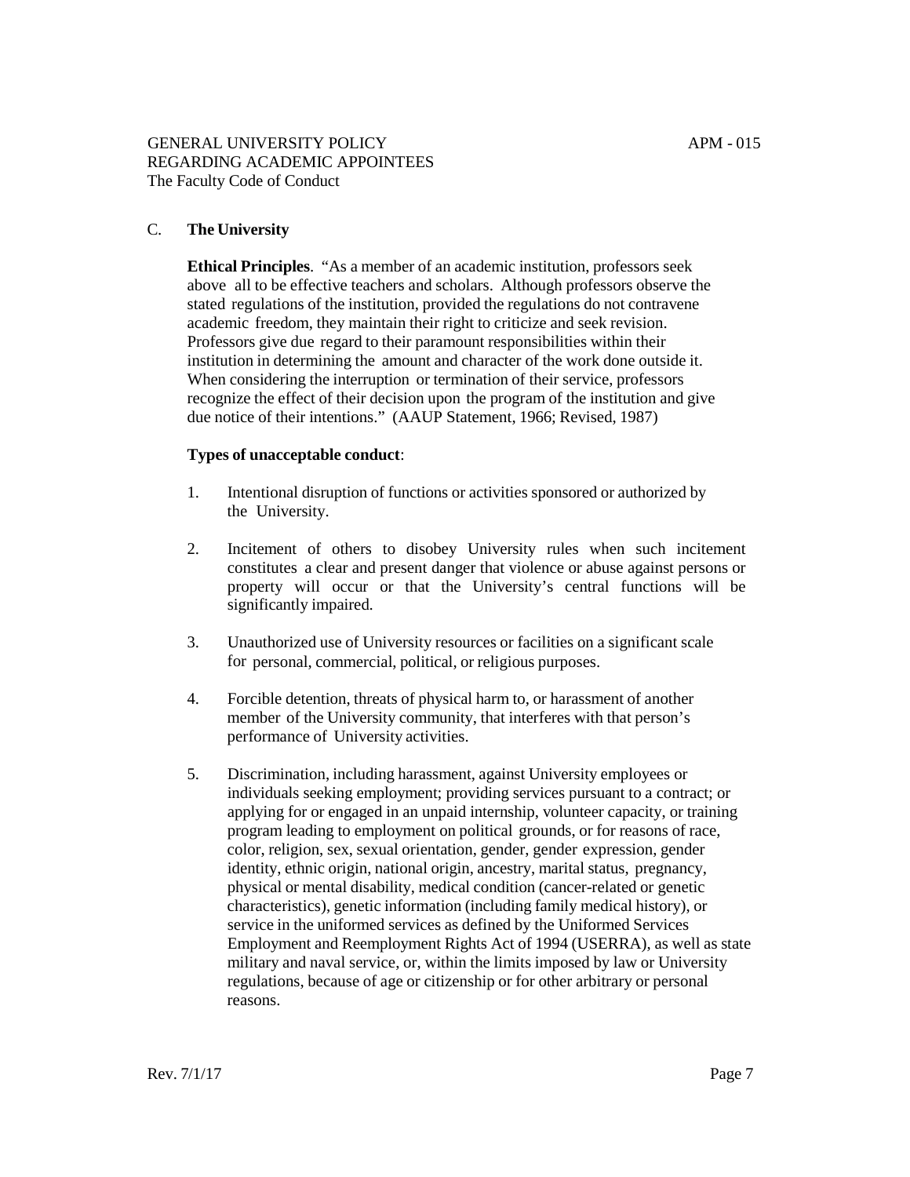## C. The University

**Ethical Principles**. "As a member of an academic institution, professors seek above all to be effective teachers and scholars. Although professors observe the stated regulations of the institution, provided the regulations do not contravene academic freedom, they maintain their right to criticize and seek revision. Professors give due regard to their paramount responsibilities within their institution in determining the amount and character of the work done outside it. When considering the interruption or termination of their service, professors recognize the effect of their decision upon the program of the institution and give due notice of their intentions." (AAUP Statement, 1966; Revised, 1987)

**Types of unacceptable conduct**:

1. Intentional disruption of functions or activities sponsored or authorized by the University.

2. Incitement of others to disobey University rules when such incitement constitutes a clear and present danger that violence or abuse against persons or property will occur or that the University's central functions will be significantly impaired.

3. Unauthorized use of University resources or facilities on a significant scale for personal, commercial, political, or religious purposes.

4. Forcible detention, threats of physical harm to, or harassment of another member of the University community, that interferes with that person's performance of University activities.

5. Discrimination, including harassment, against University employees or individuals seeking employment; providing services pursuant to a contract; or applying for or engaged in an unpaid internship, volunteer capacity, or training program leading to employment on political grounds, or for reasons of race, color, religion, sex, sexual orientation, gender, gender expression, gender identity, ethnic origin, national origin, ancestry, marital status, pregnancy, physical or mental disability, medical condition (cancer-related or genetic characteristics), genetic information (including family medical history), or service in the uniformed services as defined by the Uniformed Services Employment and Reemployment Rights Act of 1994 (USERRA), as well as state military and naval service, or, within the limits imposed by law or University regulations, because of age or citizenship or for other arbitrary or personal reasons.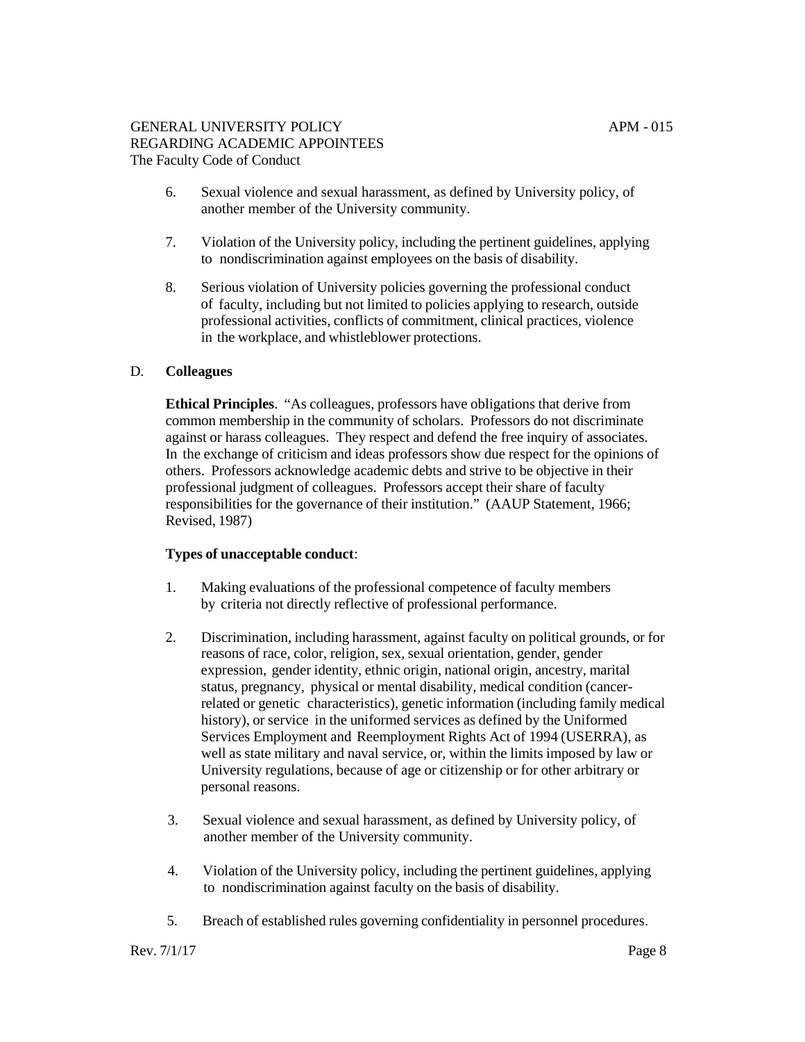6. Sexual violence and sexual harassment, as defined by University policy, of another member of the University community.

7. Violation of the University policy, including the pertinent guidelines, applying to nondiscrimination against employees on the basis of disability.

8. Serious violation of University policies governing the professional conduct of faculty, including but not limited to policies applying to research, outside professional activities, conflicts of commitment, clinical practices, violence in the workplace, and whistleblower protections.

D. **Colleagues**

**Ethical Principles**. "As colleagues, professors have obligations that derive from common membership in the community of scholars. Professors do not discriminate against or harass colleagues. They respect and defend the free inquiry of associates. In the exchange of criticism and ideas professors show due respect for the opinions of others. Professors acknowledge academic debts and strive to be objective in their professional judgment of colleagues. Professors accept their share of faculty responsibilities for the governance of their institution." (AAUP Statement, 1966; Revised, 1987)

**Types of unacceptable conduct**:

1. Making evaluations of the professional competence of faculty members by criteria not directly reflective of professional performance.

2. Discrimination, including harassment, against faculty on political grounds, or for reasons of race, color, religion, sex, sexual orientation, gender, gender expression, gender identity, ethnic origin, national origin, ancestry, marital status, pregnancy, physical or mental disability, medical condition (cancer-related or genetic characteristics), genetic information (including family medical history), or service in the uniformed services as defined by the Uniformed Services Employment and Reemployment Rights Act of 1994 (USERRA), as well as state military and naval service, or, within the limits imposed by law or University regulations, because of age or citizenship or for other arbitrary or personal reasons.

3. Sexual violence and sexual harassment, as defined by University policy, of another member of the University community.

4. Violation of the University policy, including the pertinent guidelines, applying to nondiscrimination against faculty on the basis of disability.

5. Breach of established rules governing confidentiality in personnel procedures.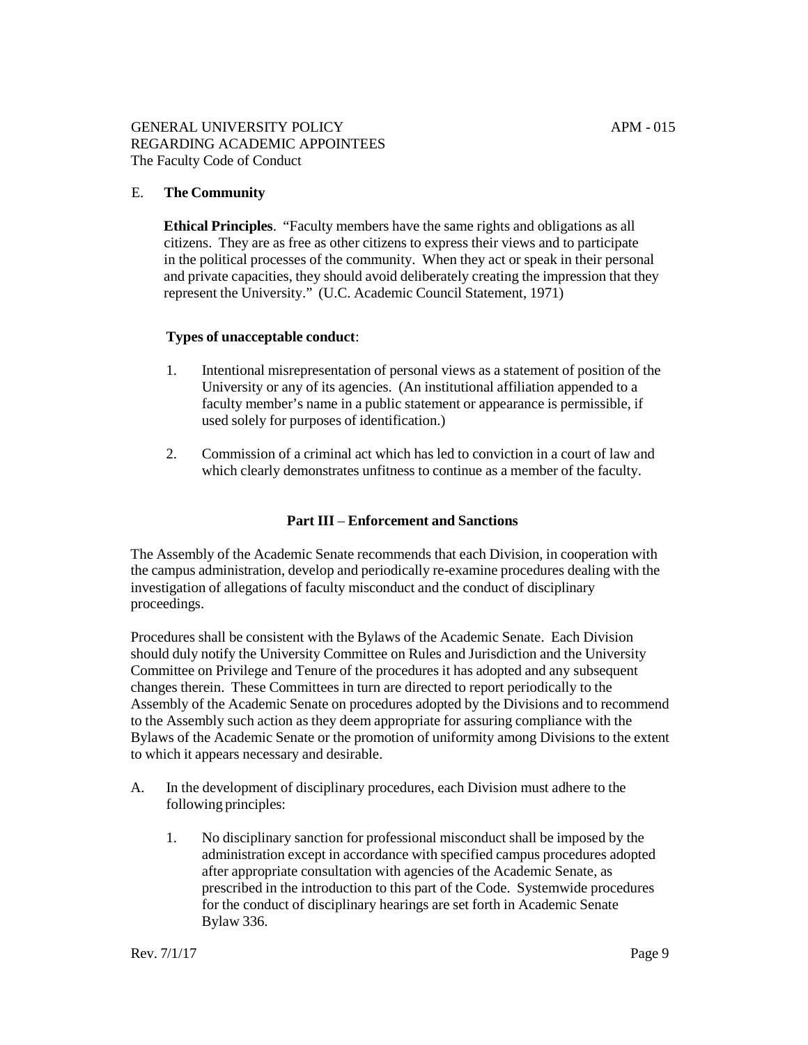## E. **The Community**

**Ethical Principles**. "Faculty members have the same rights and obligations as all citizens. They are as free as other citizens to express their views and to participate in the political processes of the community. When they act or speak in their personal and private capacities, they should avoid deliberately creating the impression that they represent the University." (U.C. Academic Council Statement, 1971)

**Types of unacceptable conduct**:

1. Intentional misrepresentation of personal views as a statement of position of the University or any of its agencies. (An institutional affiliation appended to a faculty member's name in a public statement or appearance is permissible, if used solely for purposes of identification.)

2. Commission of a criminal act which has led to conviction in a court of law and which clearly demonstrates unfitness to continue as a member of the faculty.

# **Part III – Enforcement and Sanctions**

The Assembly of the Academic Senate recommends that each Division, in cooperation with the campus administration, develop and periodically re-examine procedures dealing with the investigation of allegations of faculty misconduct and the conduct of disciplinary proceedings.

Procedures shall be consistent with the Bylaws of the Academic Senate. Each Division should duly notify the University Committee on Rules and Jurisdiction and the University Committee on Privilege and Tenure of the procedures it has adopted and any subsequent changes therein. These Committees in turn are directed to report periodically to the Assembly of the Academic Senate on procedures adopted by the Divisions and to recommend to the Assembly such action as they deem appropriate for assuring compliance with the Bylaws of the Academic Senate or the promotion of uniformity among Divisions to the extent to which it appears necessary and desirable.

A. In the development of disciplinary procedures, each Division must adhere to the following principles:

   1. No disciplinary sanction for professional misconduct shall be imposed by the administration except in accordance with specified campus procedures adopted after appropriate consultation with agencies of the Academic Senate, as prescribed in the introduction to this part of the Code. Systemwide procedures for the conduct of disciplinary hearings are set forth in Academic Senate Bylaw 336.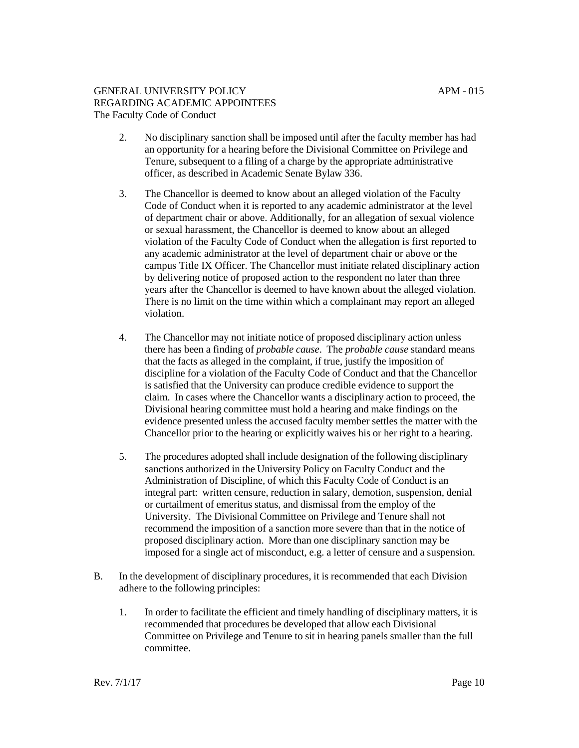2. No disciplinary sanction shall be imposed until after the faculty member has had an opportunity for a hearing before the Divisional Committee on Privilege and Tenure, subsequent to a filing of a charge by the appropriate administrative officer, as described in Academic Senate Bylaw 336.

3. The Chancellor is deemed to know about an alleged violation of the Faculty Code of Conduct when it is reported to any academic administrator at the level of department chair or above. Additionally, for an allegation of sexual violence or sexual harassment, the Chancellor is deemed to know about an alleged violation of the Faculty Code of Conduct when the allegation is first reported to any academic administrator at the level of department chair or above or the campus Title IX Officer. The Chancellor must initiate related disciplinary action by delivering notice of proposed action to the respondent no later than three years after the Chancellor is deemed to have known about the alleged violation. There is no limit on the time within which a complainant may report an alleged violation.

4. The Chancellor may not initiate notice of proposed disciplinary action unless there has been a finding of *probable cause*. The *probable cause* standard means that the facts as alleged in the complaint, if true, justify the imposition of discipline for a violation of the Faculty Code of Conduct and that the Chancellor is satisfied that the University can produce credible evidence to support the claim. In cases where the Chancellor wants a disciplinary action to proceed, the Divisional hearing committee must hold a hearing and make findings on the evidence presented unless the accused faculty member settles the matter with the Chancellor prior to the hearing or explicitly waives his or her right to a hearing.

5. The procedures adopted shall include designation of the following disciplinary sanctions authorized in the University Policy on Faculty Conduct and the Administration of Discipline, of which this Faculty Code of Conduct is an integral part: written censure, reduction in salary, demotion, suspension, denial or curtailment of emeritus status, and dismissal from the employ of the University. The Divisional Committee on Privilege and Tenure shall not recommend the imposition of a sanction more severe than that in the notice of proposed disciplinary action. More than one disciplinary sanction may be imposed for a single act of misconduct, e.g. a letter of censure and a suspension.

B. In the development of disciplinary procedures, it is recommended that each Division adhere to the following principles:

1. In order to facilitate the efficient and timely handling of disciplinary matters, it is recommended that procedures be developed that allow each Divisional Committee on Privilege and Tenure to sit in hearing panels smaller than the full committee.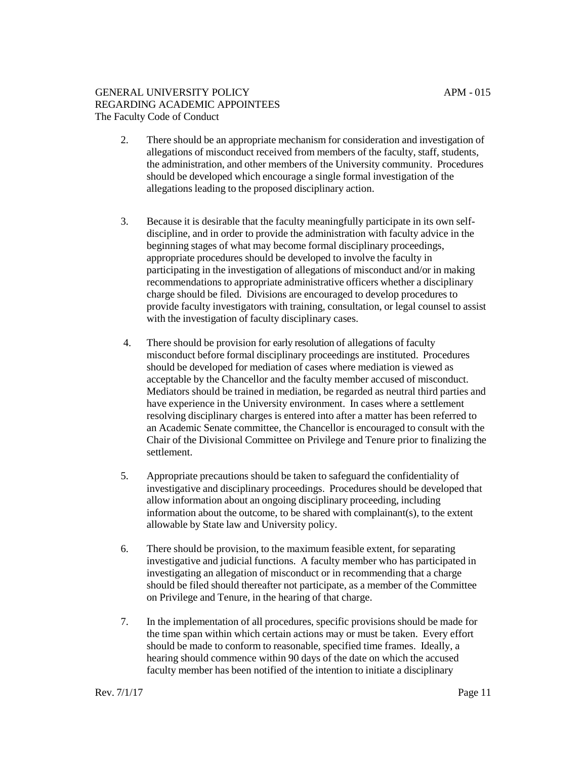2. There should be an appropriate mechanism for consideration and investigation of allegations of misconduct received from members of the faculty, staff, students, the administration, and other members of the University community. Procedures should be developed which encourage a single formal investigation of the allegations leading to the proposed disciplinary action.

3. Because it is desirable that the faculty meaningfully participate in its own self-discipline, and in order to provide the administration with faculty advice in the beginning stages of what may become formal disciplinary proceedings, appropriate procedures should be developed to involve the faculty in participating in the investigation of allegations of misconduct and/or in making recommendations to appropriate administrative officers whether a disciplinary charge should be filed. Divisions are encouraged to develop procedures to provide faculty investigators with training, consultation, or legal counsel to assist with the investigation of faculty disciplinary cases.

4. There should be provision for early resolution of allegations of faculty misconduct before formal disciplinary proceedings are instituted. Procedures should be developed for mediation of cases where mediation is viewed as acceptable by the Chancellor and the faculty member accused of misconduct. Mediators should be trained in mediation, be regarded as neutral third parties and have experience in the University environment. In cases where a settlement resolving disciplinary charges is entered into after a matter has been referred to an Academic Senate committee, the Chancellor is encouraged to consult with the Chair of the Divisional Committee on Privilege and Tenure prior to finalizing the settlement.

5. Appropriate precautions should be taken to safeguard the confidentiality of investigative and disciplinary proceedings. Procedures should be developed that allow information about an ongoing disciplinary proceeding, including information about the outcome, to be shared with complainant(s), to the extent allowable by State law and University policy.

6. There should be provision, to the maximum feasible extent, for separating investigative and judicial functions. A faculty member who has participated in investigating an allegation of misconduct or in recommending that a charge should be filed should thereafter not participate, as a member of the Committee on Privilege and Tenure, in the hearing of that charge.

7. In the implementation of all procedures, specific provisions should be made for the time span within which certain actions may or must be taken. Every effort should be made to conform to reasonable, specified time frames. Ideally, a hearing should commence within 90 days of the date on which the accused faculty member has been notified of the intention to initiate a disciplinary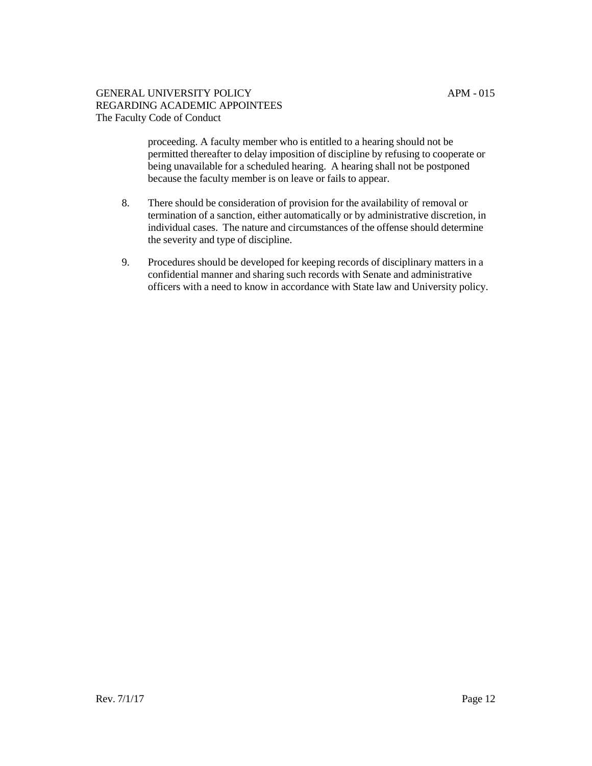proceeding. A faculty member who is entitled to a hearing should not be permitted thereafter to delay imposition of discipline by refusing to cooperate or being unavailable for a scheduled hearing. A hearing shall not be postponed because the faculty member is on leave or fails to appear.

8. There should be consideration of provision for the availability of removal or termination of a sanction, either automatically or by administrative discretion, in individual cases. The nature and circumstances of the offense should determine the severity and type of discipline.

9. Procedures should be developed for keeping records of disciplinary matters in a confidential manner and sharing such records with Senate and administrative officers with a need to know in accordance with State law and University policy.